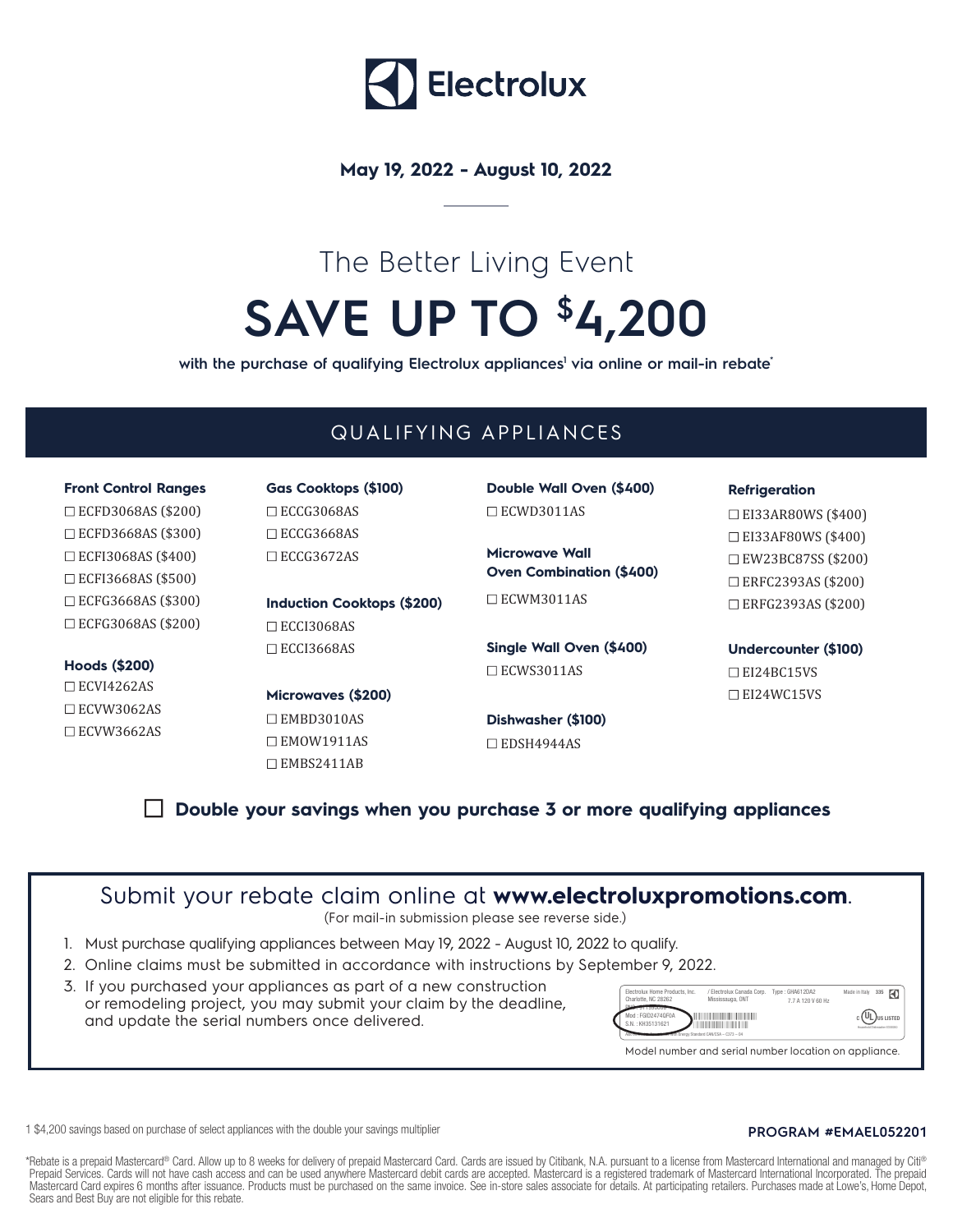# Electrolux

**May 19, 2022 - August 10, 2022**

## The Better Living Event

# SAVE UP TO $4,200

**with the purchase of qualifying Electrolux appliances[1] via online or mail-in rebate***

## QUALIFYING APPLIANCES

**Front Control Ranges**
- ☐ ECFD3068AS ($200)
- ☐ ECFD3668AS ($300)
- ☐ ECFI3068AS ($400)
- ☐ ECFI3668AS ($500)
- ☐ ECFG3668AS ($300)
- ☐ ECFG3068AS ($200)

**Hoods ($200)**
- ☐ ECVI4262AS
- ☐ ECVW3062AS
- ☐ ECVW3662AS

**Gas Cooktops ($100)**
- ☐ ECCG3068AS
- ☐ ECCG3668AS
- ☐ ECCG3672AS

**Induction Cooktops ($200)**
- ☐ ECCI3068AS
- ☐ ECCI3668AS

**Microwaves ($200)**
- ☐ EMBD3010AS
- ☐ EMOW1911AS
- ☐ EMBS2411AB

**Double Wall Oven ($400)**
- ☐ ECWD3011AS

**Microwave Wall Oven Combination ($400)**
- ☐ ECWM3011AS

**Single Wall Oven ($400)**
- ☐ ECWS3011AS

**Dishwasher ($100)**
- ☐ EDSH4944AS

**Refrigeration**
- ☐ EI33AR80WS ($400)
- ☐ EI33AF80WS ($400)
- ☐ EW23BC87SS ($200)
- ☐ ERFC2393AS ($200)
- ☐ ERFG2393AS ($200)

**Undercounter ($100)**
- ☐ EI24BC15VS
- ☐ EI24WC15VS

☐ **Double your savings when you purchase 3 or more qualifying appliances**

## Submit your rebate claim online at **www.electroluxpromotions.com**.

(For mail-in submission please see reverse side.)

1. Must purchase qualifying appliances between May 19, 2022 - August 10, 2022 to qualify.
2. Online claims must be submitted in accordance with instructions by September 9, 2022.
3. If you purchased your appliances as part of a new construction or remodeling project, you may submit your claim by the deadline, and update the serial numbers once delivered.

Model number and serial number location on appliance.

1 $4,200 savings based on purchase of select appliances with the double your savings multiplier

**PROGRAM #EMAEL052201**

*Rebate is a prepaid Mastercard® Card. Allow up to 8 weeks for delivery of prepaid Mastercard Card. Cards are issued by Citibank, N.A. pursuant to a license from Mastercard International and managed by Citi® Prepaid Services. Cards will not have cash access and can be used anywhere Mastercard debit cards are accepted. Mastercard is a registered trademark of Mastercard International Incorporated. The prepaid Mastercard Card expires 6 months after issuance. Products must be purchased on the same invoice. See in-store sales associate for details. At participating retailers. Purchases made at Lowe's, Home Depot, Sears and Best Buy are not eligible for this rebate.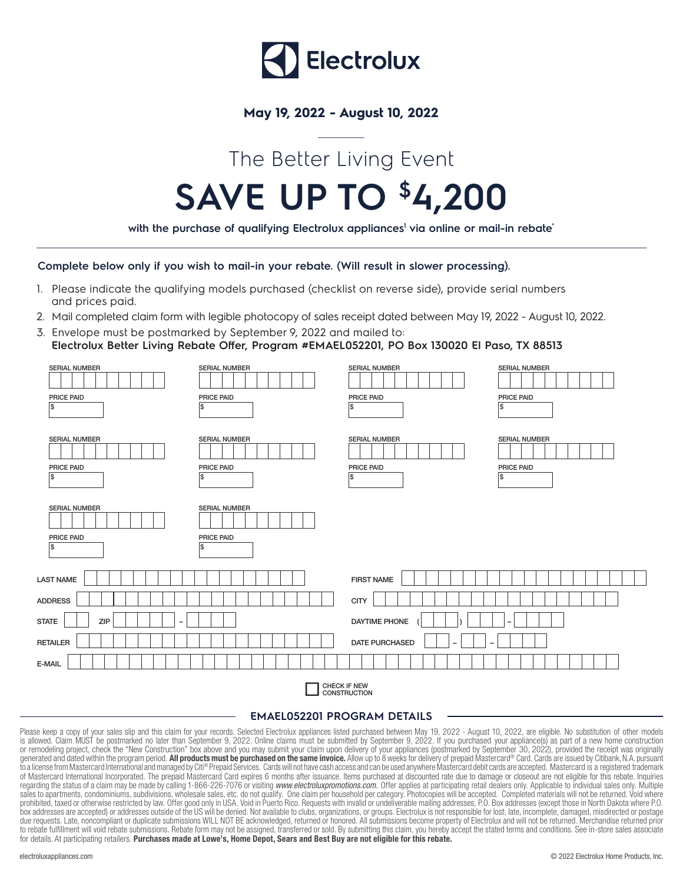Electrolux

**May 19, 2022 - August 10, 2022**

The Better Living Event

# SAVE UP TO $4,200

**with the purchase of qualifying Electrolux appliances[1] via online or mail-in rebate[*]**

**Complete below only if you wish to mail-in your rebate. (Will result in slower processing).**

1. Please indicate the qualifying models purchased (checklist on reverse side), provide serial numbers and prices paid.
2. Mail completed claim form with legible photocopy of sales receipt dated between May 19, 2022 - August 10, 2022.
3. Envelope must be postmarked by September 9, 2022 and mailed to:
   **Electrolux Better Living Rebate Offer, Program #EMAEL052201, PO Box 130020 El Paso, TX 88513**

SERIAL NUMBER

PRICE PAID $

SERIAL NUMBER

PRICE PAID $

SERIAL NUMBER

PRICE PAID $

SERIAL NUMBER

PRICE PAID $

SERIAL NUMBER

PRICE PAID $

SERIAL NUMBER

PRICE PAID $

SERIAL NUMBER

PRICE PAID $

SERIAL NUMBER

PRICE PAID $

SERIAL NUMBER

PRICE PAID $

SERIAL NUMBER

PRICE PAID $

LAST NAME

FIRST NAME

ADDRESS

CITY

STATE ZIP –

DAYTIME PHONE ( ) –

RETAILER

DATE PURCHASED – –

E-MAIL

☐ CHECK IF NEW CONSTRUCTION

## EMAEL052201 PROGRAM DETAILS

Please keep a copy of your sales slip and this claim for your records. Selected Electrolux appliances listed purchased between May 19, 2022 - August 10, 2022, are eligible. No substitution of other models is allowed. Claim MUST be postmarked no later than September 9, 2022. Online claims must be submitted by September 9, 2022. If you purchased your appliance(s) as part of a new home construction or remodeling project, check the "New Construction" box above and you may submit your claim upon delivery of your appliances (postmarked by September 30, 2022), provided the receipt was originally generated and dated within the program period. **All products must be purchased on the same invoice.** Allow up to 8 weeks for delivery of prepaid Mastercard® Card. Cards are issued by Citibank, N.A. pursuant to a license from Mastercard International and managed by Citi® Prepaid Services. Cards will not have cash access and can be used anywhere Mastercard debit cards are accepted. Mastercard is a registered trademark of Mastercard International Incorporated. The prepaid Mastercard Card expires 6 months after issuance. Items purchased at discounted rate due to damage or closeout are not eligible for this rebate. Inquiries regarding the status of a claim may be made by calling 1-866-226-7076 or visiting *www.electroluxpromotions.com.* Offer applies at participating retail dealers only. Applicable to individual sales only. Multiple sales to apartments, condominiums, subdivisions, wholesale sales, etc. do not qualify. One claim per household per category. Photocopies will be accepted. Completed materials will not be returned. Void where prohibited, taxed or otherwise restricted by law. Offer good only in USA. Void in Puerto Rico. Requests with invalid or undeliverable mailing addresses, P.O. Box addresses (except those in North Dakota where P.O. box addresses are accepted) or addresses outside of the US will be denied. Not available to clubs, organizations, or groups. Electrolux is not responsible for lost, late, incomplete, damaged, misdirected or postage due requests. Late, noncompliant or duplicate submissions WILL NOT BE acknowledged, returned or honored. All submissions become property of Electrolux and will not be returned. Merchandise returned prior to rebate fulfillment will void rebate submissions. Rebate form may not be assigned, transferred or sold. By submitting this claim, you hereby accept the stated terms and conditions. See in-store sales associate for details. At participating retailers. **Purchases made at Lowe's, Home Depot, Sears and Best Buy are not eligible for this rebate.**

electroluxappliances.com

© 2022 Electrolux Home Products, Inc.